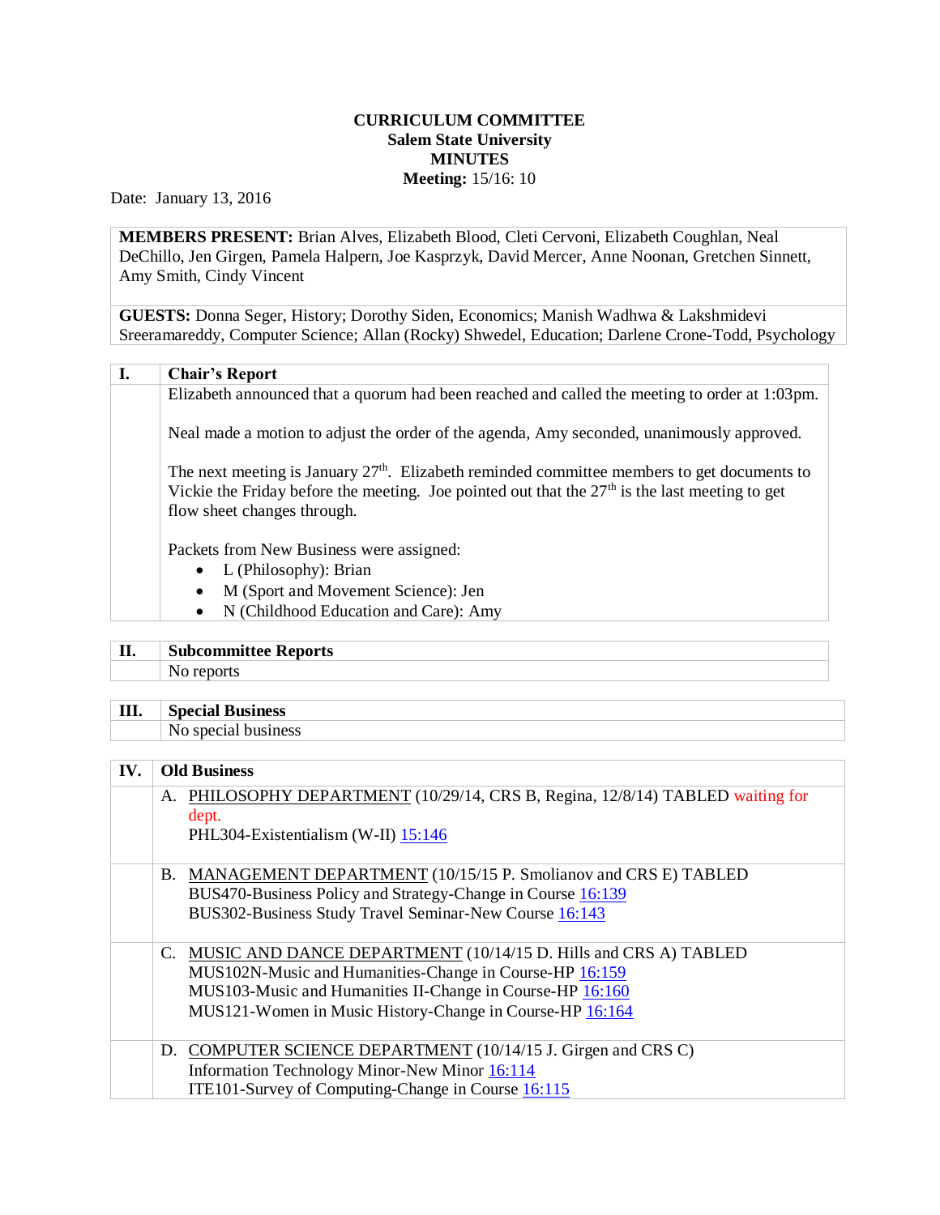**CURRICULUM COMMITTEE**
**Salem State University**
**MINUTES**
**Meeting:** 15/16: 10

Date: January 13, 2016

**MEMBERS PRESENT:** Brian Alves, Elizabeth Blood, Cleti Cervoni, Elizabeth Coughlan, Neal DeChillo, Jen Girgen, Pamela Halpern, Joe Kasprzyk, David Mercer, Anne Noonan, Gretchen Sinnett, Amy Smith, Cindy Vincent

**GUESTS:** Donna Seger, History; Dorothy Siden, Economics; Manish Wadhwa & Lakshmidevi Sreeramareddy, Computer Science; Allan (Rocky) Shwedel, Education; Darlene Crone-Todd, Psychology

## I. Chair's Report

Elizabeth announced that a quorum had been reached and called the meeting to order at 1:03pm.

Neal made a motion to adjust the order of the agenda, Amy seconded, unanimously approved.

The next meeting is January 27th. Elizabeth reminded committee members to get documents to Vickie the Friday before the meeting. Joe pointed out that the 27th is the last meeting to get flow sheet changes through.

Packets from New Business were assigned:

- L (Philosophy): Brian
- M (Sport and Movement Science): Jen
- N (Childhood Education and Care): Amy

## II. Subcommittee Reports

No reports

## III. Special Business

No special business

## IV. Old Business

A. PHILOSOPHY DEPARTMENT (10/29/14, CRS B, Regina, 12/8/14) TABLED waiting for dept.
PHL304-Existentialism (W-II) 15:146

B. MANAGEMENT DEPARTMENT (10/15/15 P. Smolianov and CRS E) TABLED
BUS470-Business Policy and Strategy-Change in Course 16:139
BUS302-Business Study Travel Seminar-New Course 16:143

C. MUSIC AND DANCE DEPARTMENT (10/14/15 D. Hills and CRS A) TABLED
MUS102N-Music and Humanities-Change in Course-HP 16:159
MUS103-Music and Humanities II-Change in Course-HP 16:160
MUS121-Women in Music History-Change in Course-HP 16:164

D. COMPUTER SCIENCE DEPARTMENT (10/14/15 J. Girgen and CRS C)
Information Technology Minor-New Minor 16:114
ITE101-Survey of Computing-Change in Course 16:115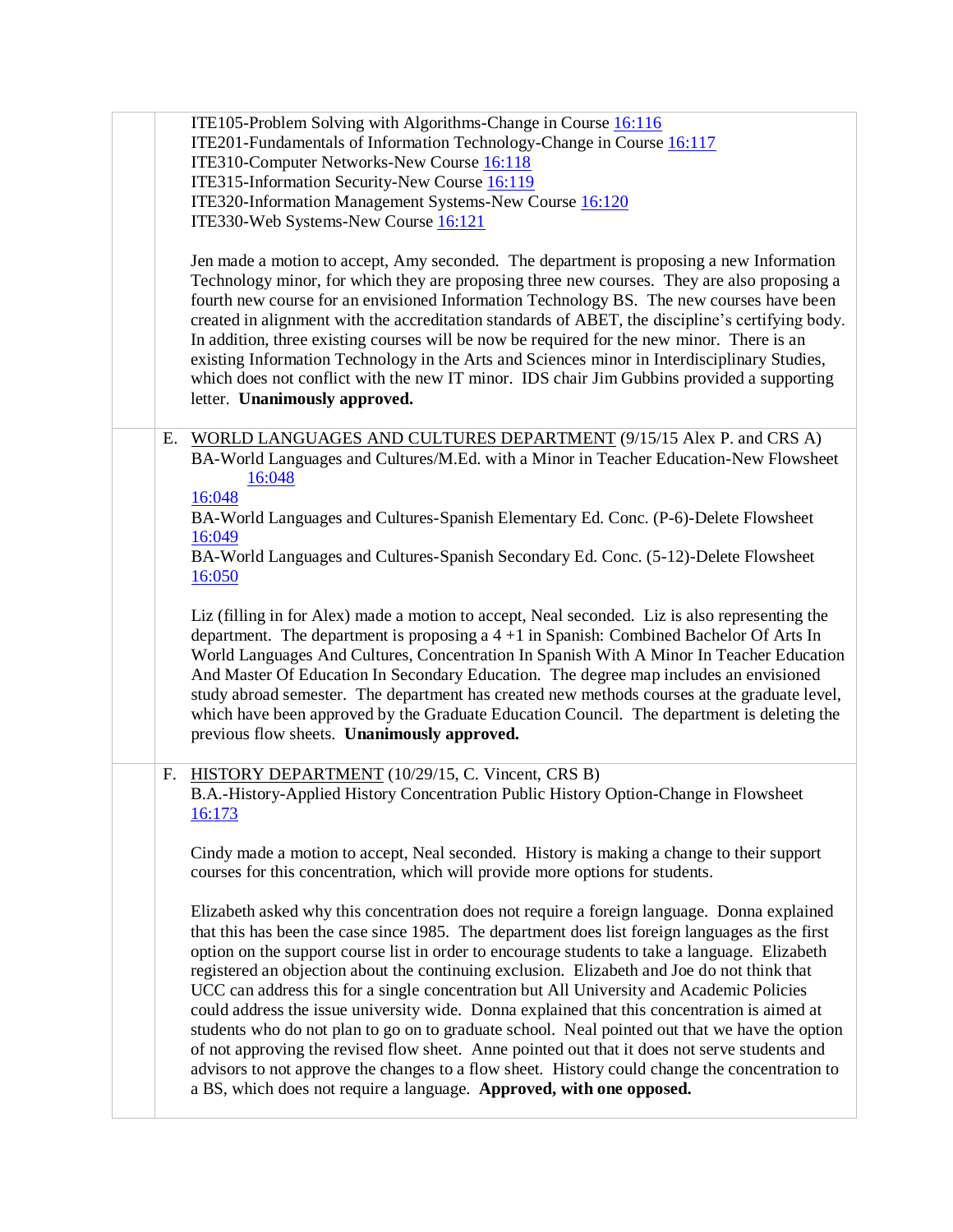ITE105-Problem Solving with Algorithms-Change in Course 16:116
ITE201-Fundamentals of Information Technology-Change in Course 16:117
ITE310-Computer Networks-New Course 16:118
ITE315-Information Security-New Course 16:119
ITE320-Information Management Systems-New Course 16:120
ITE330-Web Systems-New Course 16:121

Jen made a motion to accept, Amy seconded. The department is proposing a new Information Technology minor, for which they are proposing three new courses. They are also proposing a fourth new course for an envisioned Information Technology BS. The new courses have been created in alignment with the accreditation standards of ABET, the discipline's certifying body. In addition, three existing courses will be now be required for the new minor. There is an existing Information Technology in the Arts and Sciences minor in Interdisciplinary Studies, which does not conflict with the new IT minor. IDS chair Jim Gubbins provided a supporting letter. **Unanimously approved.**

E. WORLD LANGUAGES AND CULTURES DEPARTMENT (9/15/15 Alex P. and CRS A)
BA-World Languages and Cultures/M.Ed. with a Minor in Teacher Education-New Flowsheet 16:048
16:048
BA-World Languages and Cultures-Spanish Elementary Ed. Conc. (P-6)-Delete Flowsheet 16:049
BA-World Languages and Cultures-Spanish Secondary Ed. Conc. (5-12)-Delete Flowsheet 16:050

Liz (filling in for Alex) made a motion to accept, Neal seconded. Liz is also representing the department. The department is proposing a 4 +1 in Spanish: Combined Bachelor Of Arts In World Languages And Cultures, Concentration In Spanish With A Minor In Teacher Education And Master Of Education In Secondary Education. The degree map includes an envisioned study abroad semester. The department has created new methods courses at the graduate level, which have been approved by the Graduate Education Council. The department is deleting the previous flow sheets. **Unanimously approved.**

F. HISTORY DEPARTMENT (10/29/15, C. Vincent, CRS B)
B.A.-History-Applied History Concentration Public History Option-Change in Flowsheet 16:173

Cindy made a motion to accept, Neal seconded. History is making a change to their support courses for this concentration, which will provide more options for students.

Elizabeth asked why this concentration does not require a foreign language. Donna explained that this has been the case since 1985. The department does list foreign languages as the first option on the support course list in order to encourage students to take a language. Elizabeth registered an objection about the continuing exclusion. Elizabeth and Joe do not think that UCC can address this for a single concentration but All University and Academic Policies could address the issue university wide. Donna explained that this concentration is aimed at students who do not plan to go on to graduate school. Neal pointed out that we have the option of not approving the revised flow sheet. Anne pointed out that it does not serve students and advisors to not approve the changes to a flow sheet. History could change the concentration to a BS, which does not require a language. **Approved, with one opposed.**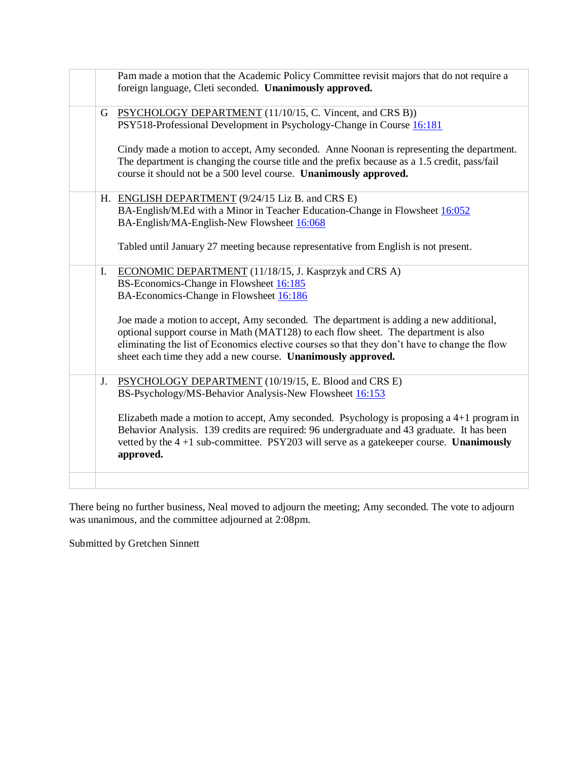| | |
|---|---|
| | Pam made a motion that the Academic Policy Committee revisit majors that do not require a foreign language, Cleti seconded. **Unanimously approved.** |
| G | PSYCHOLOGY DEPARTMENT (11/10/15, C. Vincent, and CRS B))<br>PSY518-Professional Development in Psychology-Change in Course 16:181<br><br>Cindy made a motion to accept, Amy seconded. Anne Noonan is representing the department. The department is changing the course title and the prefix because as a 1.5 credit, pass/fail course it should not be a 500 level course. **Unanimously approved.** |
| H. | ENGLISH DEPARTMENT (9/24/15 Liz B. and CRS E)<br>BA-English/M.Ed with a Minor in Teacher Education-Change in Flowsheet 16:052<br>BA-English/MA-English-New Flowsheet 16:068<br><br>Tabled until January 27 meeting because representative from English is not present. |
| I. | ECONOMIC DEPARTMENT (11/18/15, J. Kasprzyk and CRS A)<br>BS-Economics-Change in Flowsheet 16:185<br>BA-Economics-Change in Flowsheet 16:186<br><br>Joe made a motion to accept, Amy seconded. The department is adding a new additional, optional support course in Math (MAT128) to each flow sheet. The department is also eliminating the list of Economics elective courses so that they don't have to change the flow sheet each time they add a new course. **Unanimously approved.** |
| J. | PSYCHOLOGY DEPARTMENT (10/19/15, E. Blood and CRS E)<br>BS-Psychology/MS-Behavior Analysis-New Flowsheet 16:153<br><br>Elizabeth made a motion to accept, Amy seconded. Psychology is proposing a 4+1 program in Behavior Analysis. 139 credits are required: 96 undergraduate and 43 graduate. It has been vetted by the 4 +1 sub-committee. PSY203 will serve as a gatekeeper course. **Unanimously approved.** |
| | |

There being no further business, Neal moved to adjourn the meeting; Amy seconded. The vote to adjourn was unanimous, and the committee adjourned at 2:08pm.

Submitted by Gretchen Sinnett